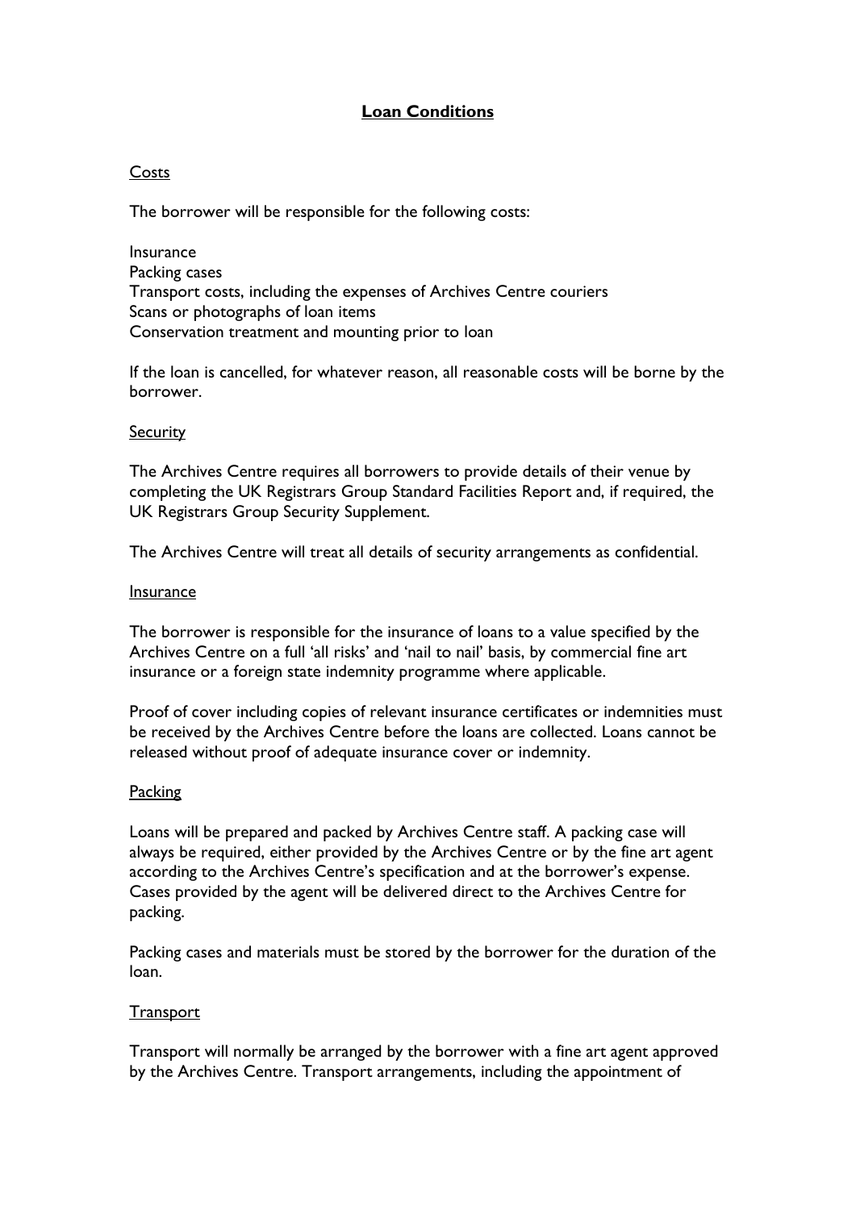# Loan Conditions

## Costs

The borrower will be responsible for the following costs:

Insurance
Packing cases
Transport costs, including the expenses of Archives Centre couriers
Scans or photographs of loan items
Conservation treatment and mounting prior to loan

If the loan is cancelled, for whatever reason, all reasonable costs will be borne by the borrower.

## Security

The Archives Centre requires all borrowers to provide details of their venue by completing the UK Registrars Group Standard Facilities Report and, if required, the UK Registrars Group Security Supplement.

The Archives Centre will treat all details of security arrangements as confidential.

## Insurance

The borrower is responsible for the insurance of loans to a value specified by the Archives Centre on a full 'all risks' and 'nail to nail' basis, by commercial fine art insurance or a foreign state indemnity programme where applicable.

Proof of cover including copies of relevant insurance certificates or indemnities must be received by the Archives Centre before the loans are collected. Loans cannot be released without proof of adequate insurance cover or indemnity.

## Packing

Loans will be prepared and packed by Archives Centre staff. A packing case will always be required, either provided by the Archives Centre or by the fine art agent according to the Archives Centre's specification and at the borrower's expense. Cases provided by the agent will be delivered direct to the Archives Centre for packing.

Packing cases and materials must be stored by the borrower for the duration of the loan.

## Transport

Transport will normally be arranged by the borrower with a fine art agent approved by the Archives Centre. Transport arrangements, including the appointment of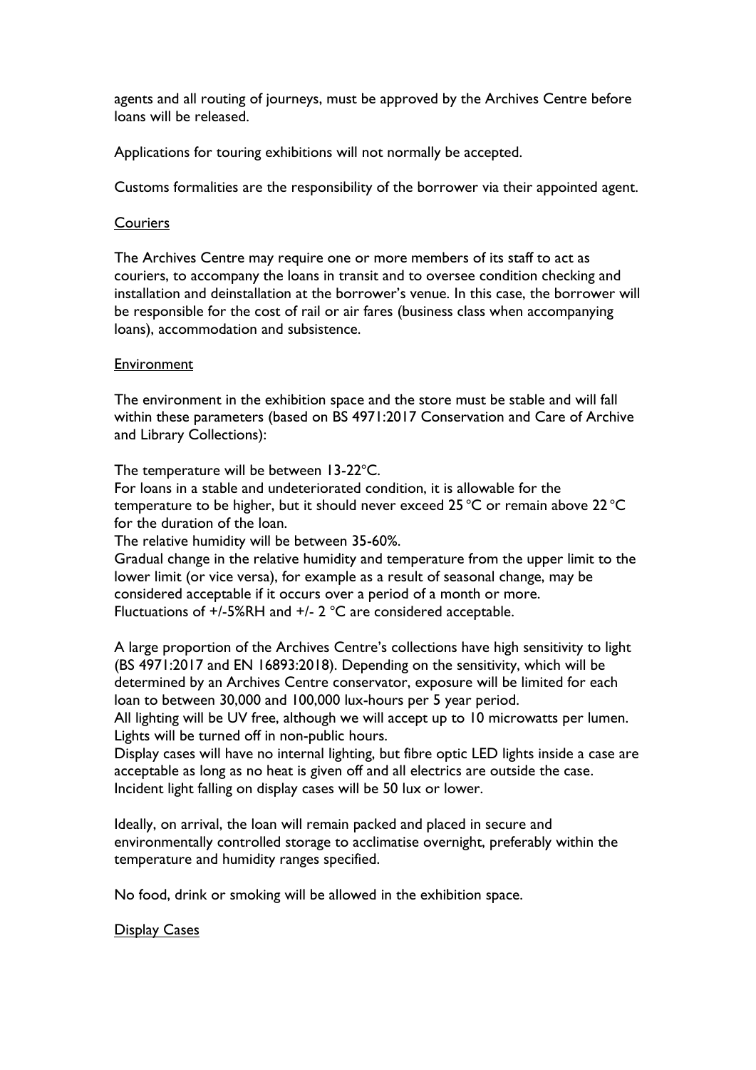agents and all routing of journeys, must be approved by the Archives Centre before loans will be released.

Applications for touring exhibitions will not normally be accepted.

Customs formalities are the responsibility of the borrower via their appointed agent.

<u>Couriers</u>

The Archives Centre may require one or more members of its staff to act as couriers, to accompany the loans in transit and to oversee condition checking and installation and deinstallation at the borrower's venue. In this case, the borrower will be responsible for the cost of rail or air fares (business class when accompanying loans), accommodation and subsistence.

<u>Environment</u>

The environment in the exhibition space and the store must be stable and will fall within these parameters (based on BS 4971:2017 Conservation and Care of Archive and Library Collections):

The temperature will be between 13-22°C.
For loans in a stable and undeteriorated condition, it is allowable for the temperature to be higher, but it should never exceed 25 °C or remain above 22 °C for the duration of the loan.
The relative humidity will be between 35-60%.
Gradual change in the relative humidity and temperature from the upper limit to the lower limit (or vice versa), for example as a result of seasonal change, may be considered acceptable if it occurs over a period of a month or more.
Fluctuations of +/-5%RH and +/- 2 °C are considered acceptable.

A large proportion of the Archives Centre's collections have high sensitivity to light (BS 4971:2017 and EN 16893:2018). Depending on the sensitivity, which will be determined by an Archives Centre conservator, exposure will be limited for each loan to between 30,000 and 100,000 lux-hours per 5 year period.
All lighting will be UV free, although we will accept up to 10 microwatts per lumen.
Lights will be turned off in non-public hours.
Display cases will have no internal lighting, but fibre optic LED lights inside a case are acceptable as long as no heat is given off and all electrics are outside the case.
Incident light falling on display cases will be 50 lux or lower.

Ideally, on arrival, the loan will remain packed and placed in secure and environmentally controlled storage to acclimatise overnight, preferably within the temperature and humidity ranges specified.

No food, drink or smoking will be allowed in the exhibition space.

<u>Display Cases</u>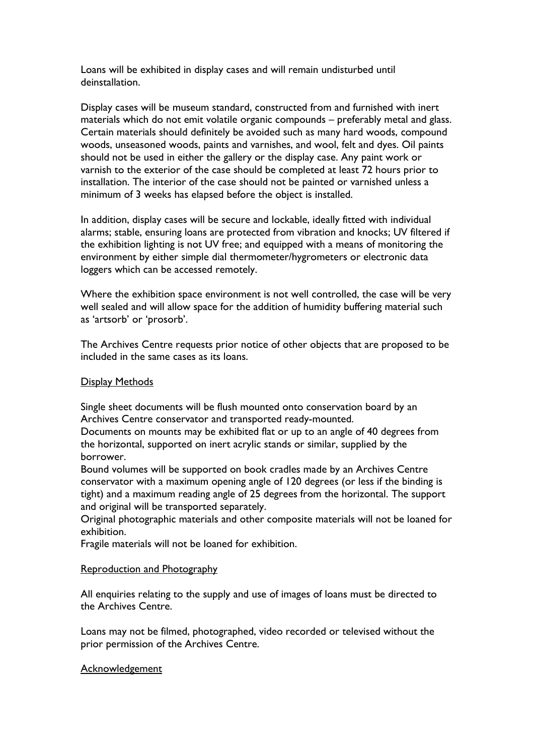Loans will be exhibited in display cases and will remain undisturbed until deinstallation.

Display cases will be museum standard, constructed from and furnished with inert materials which do not emit volatile organic compounds – preferably metal and glass. Certain materials should definitely be avoided such as many hard woods, compound woods, unseasoned woods, paints and varnishes, and wool, felt and dyes. Oil paints should not be used in either the gallery or the display case. Any paint work or varnish to the exterior of the case should be completed at least 72 hours prior to installation. The interior of the case should not be painted or varnished unless a minimum of 3 weeks has elapsed before the object is installed.

In addition, display cases will be secure and lockable, ideally fitted with individual alarms; stable, ensuring loans are protected from vibration and knocks; UV filtered if the exhibition lighting is not UV free; and equipped with a means of monitoring the environment by either simple dial thermometer/hygrometers or electronic data loggers which can be accessed remotely.

Where the exhibition space environment is not well controlled, the case will be very well sealed and will allow space for the addition of humidity buffering material such as 'artsorb' or 'prosorb'.

The Archives Centre requests prior notice of other objects that are proposed to be included in the same cases as its loans.

<u>Display Methods</u>

Single sheet documents will be flush mounted onto conservation board by an Archives Centre conservator and transported ready-mounted.
Documents on mounts may be exhibited flat or up to an angle of 40 degrees from the horizontal, supported on inert acrylic stands or similar, supplied by the borrower.
Bound volumes will be supported on book cradles made by an Archives Centre conservator with a maximum opening angle of 120 degrees (or less if the binding is tight) and a maximum reading angle of 25 degrees from the horizontal. The support and original will be transported separately.
Original photographic materials and other composite materials will not be loaned for exhibition.
Fragile materials will not be loaned for exhibition.

<u>Reproduction and Photography</u>

All enquiries relating to the supply and use of images of loans must be directed to the Archives Centre.

Loans may not be filmed, photographed, video recorded or televised without the prior permission of the Archives Centre.

<u>Acknowledgement</u>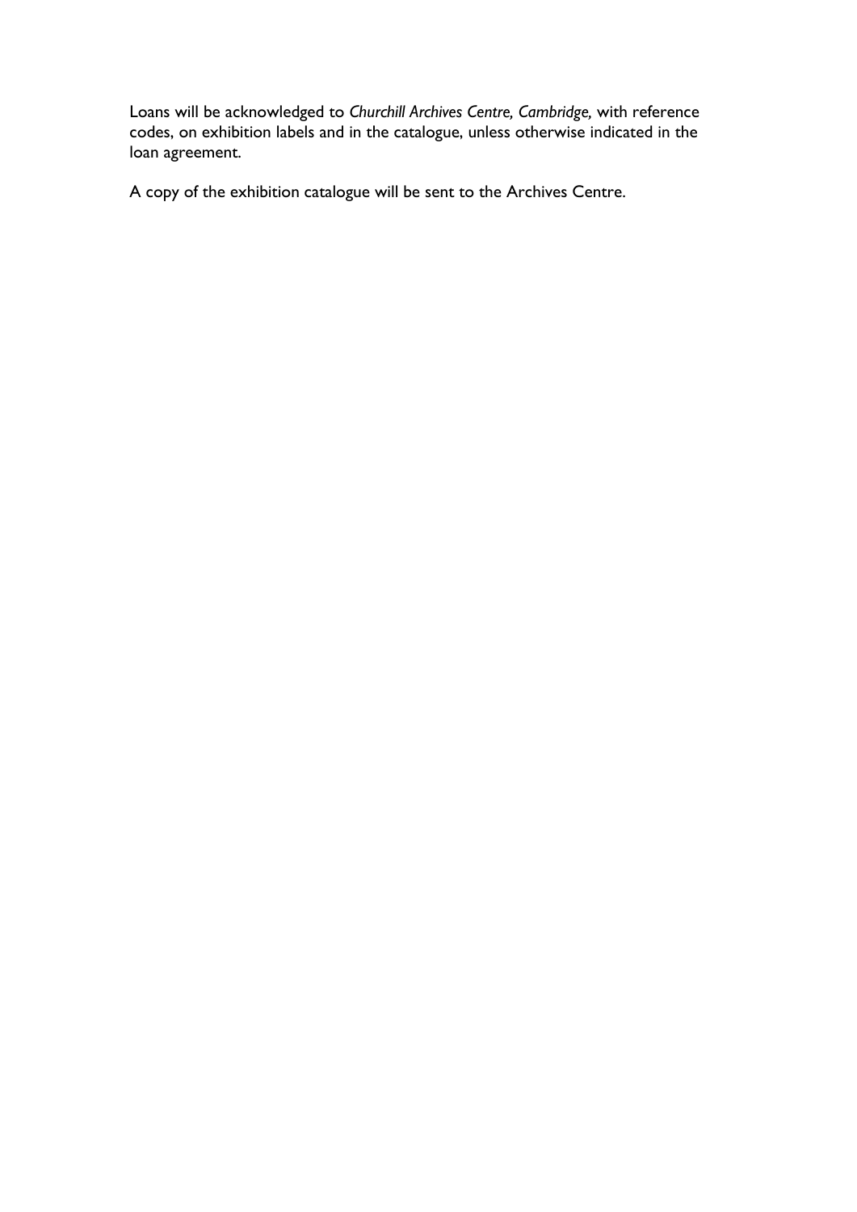Loans will be acknowledged to *Churchill Archives Centre, Cambridge,* with reference codes, on exhibition labels and in the catalogue, unless otherwise indicated in the loan agreement.

A copy of the exhibition catalogue will be sent to the Archives Centre.